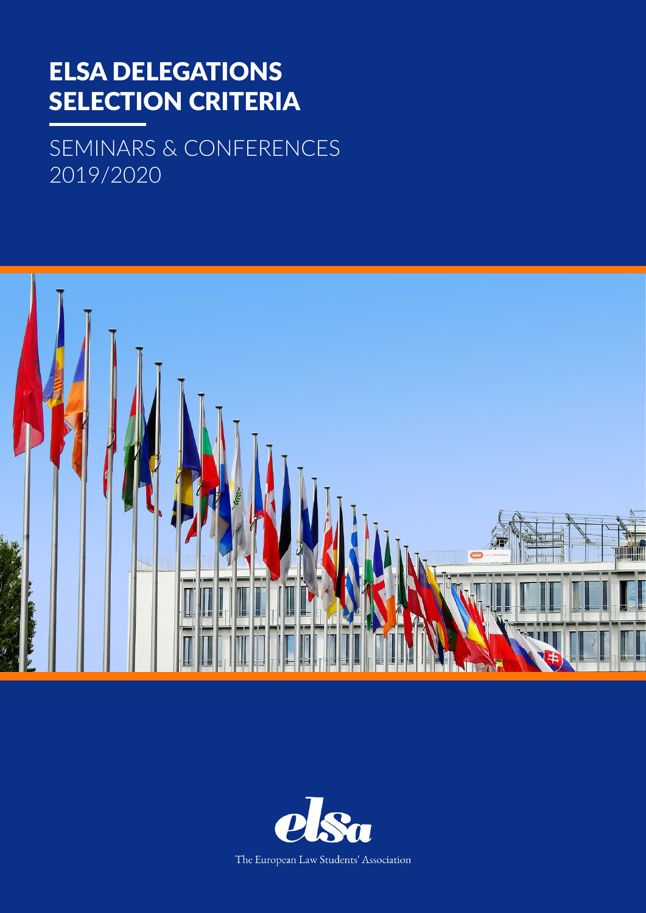# ELSA DELEGATIONS SELECTION CRITERIA

## SEMINARS & CONFERENCES 2019/2020

The European Law Students' Association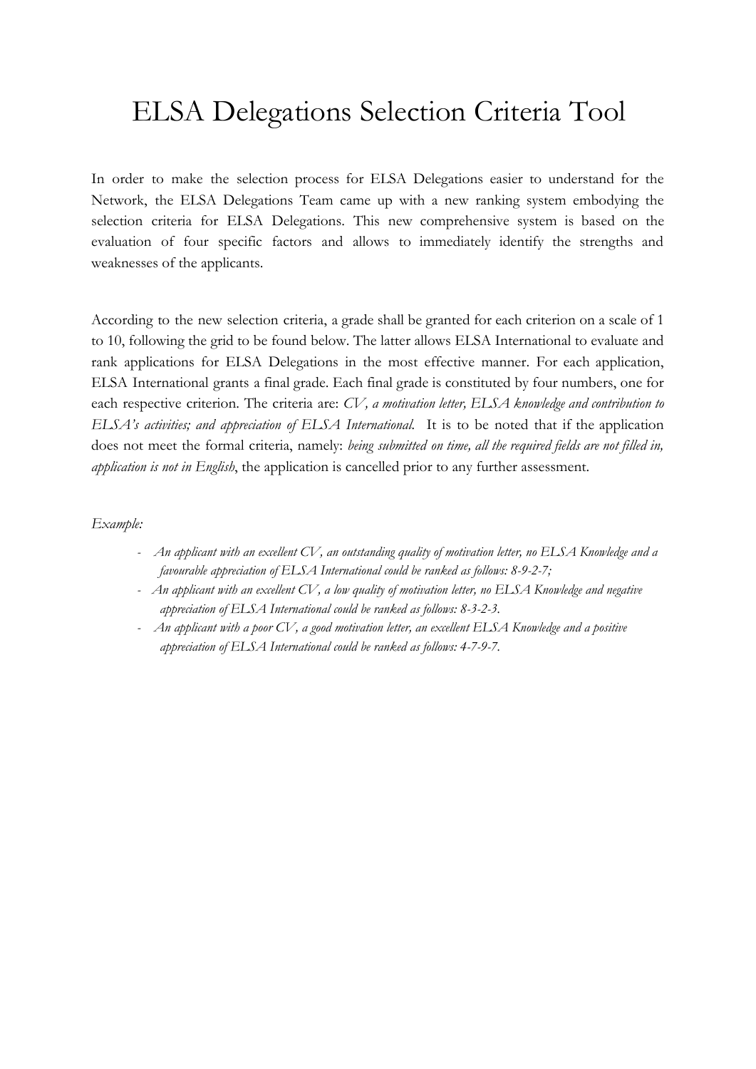# ELSA Delegations Selection Criteria Tool

In order to make the selection process for ELSA Delegations easier to understand for the Network, the ELSA Delegations Team came up with a new ranking system embodying the selection criteria for ELSA Delegations. This new comprehensive system is based on the evaluation of four specific factors and allows to immediately identify the strengths and weaknesses of the applicants.

According to the new selection criteria, a grade shall be granted for each criterion on a scale of 1 to 10, following the grid to be found below. The latter allows ELSA International to evaluate and rank applications for ELSA Delegations in the most effective manner. For each application, ELSA International grants a final grade. Each final grade is constituted by four numbers, one for each respective criterion. The criteria are: *CV, a motivation letter, ELSA knowledge and contribution to ELSA's activities; and appreciation of ELSA International.* It is to be noted that if the application does not meet the formal criteria, namely: *being submitted on time, all the required fields are not filled in, application is not in English*, the application is cancelled prior to any further assessment.

*Example:*

- *An applicant with an excellent CV, an outstanding quality of motivation letter, no ELSA Knowledge and a favourable appreciation of ELSA International could be ranked as follows: 8-9-2-7;*
- *An applicant with an excellent CV, a low quality of motivation letter, no ELSA Knowledge and negative appreciation of ELSA International could be ranked as follows: 8-3-2-3.*
- *An applicant with a poor CV, a good motivation letter, an excellent ELSA Knowledge and a positive appreciation of ELSA International could be ranked as follows: 4-7-9-7.*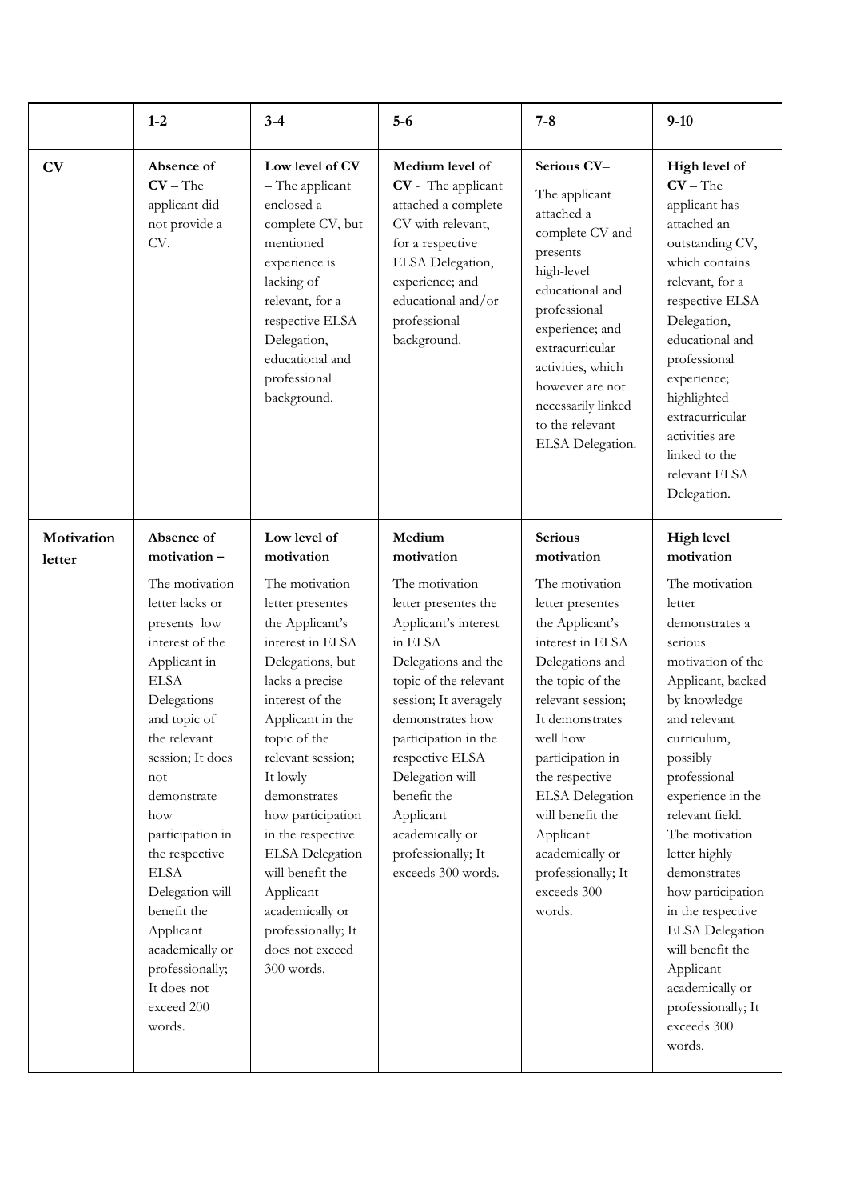| | 1-2 | 3-4 | 5-6 | 7-8 | 9-10 |
|---|---|---|---|---|---|
| **CV** | **Absence of CV** – The applicant did not provide a CV. | **Low level of CV** – The applicant enclosed a complete CV, but mentioned experience is lacking of relevant, for a respective ELSA Delegation, educational and professional background. | **Medium level of CV** - The applicant attached a complete CV with relevant, for a respective ELSA Delegation, experience; and educational and/or professional background. | **Serious CV**– The applicant attached a complete CV and presents high-level educational and professional experience; and extracurricular activities, which however are not necessarily linked to the relevant ELSA Delegation. | **High level of CV** – The applicant has attached an outstanding CV, which contains relevant, for a respective ELSA Delegation, educational and professional experience; highlighted extracurricular activities are linked to the relevant ELSA Delegation. |
| **Motivation letter** | **Absence of motivation –** The motivation letter lacks or presents low interest of the Applicant in ELSA Delegations and topic of the relevant session; It does not demonstrate how participation in the respective ELSA Delegation will benefit the Applicant academically or professionally; It does not exceed 200 words. | **Low level of motivation**– The motivation letter presentes the Applicant's interest in ELSA Delegations, but lacks a precise interest of the Applicant in the topic of the relevant session; It lowly demonstrates how participation in the respective ELSA Delegation will benefit the Applicant academically or professionally; It does not exceed 300 words. | **Medium motivation**– The motivation letter presentes the Applicant's interest in ELSA Delegations and the topic of the relevant session; It averagely demonstrates how participation in the respective ELSA Delegation will benefit the Applicant academically or professionally; It exceeds 300 words. | **Serious motivation**– The motivation letter presentes the Applicant's interest in ELSA Delegations and the topic of the relevant session; It demonstrates well how participation in the respective ELSA Delegation will benefit the Applicant academically or professionally; It exceeds 300 words. | **High level motivation** – The motivation letter demonstrates a serious motivation of the Applicant, backed by knowledge and relevant curriculum, possibly professional experience in the relevant field. The motivation letter highly demonstrates how participation in the respective ELSA Delegation will benefit the Applicant academically or professionally; It exceeds 300 words. |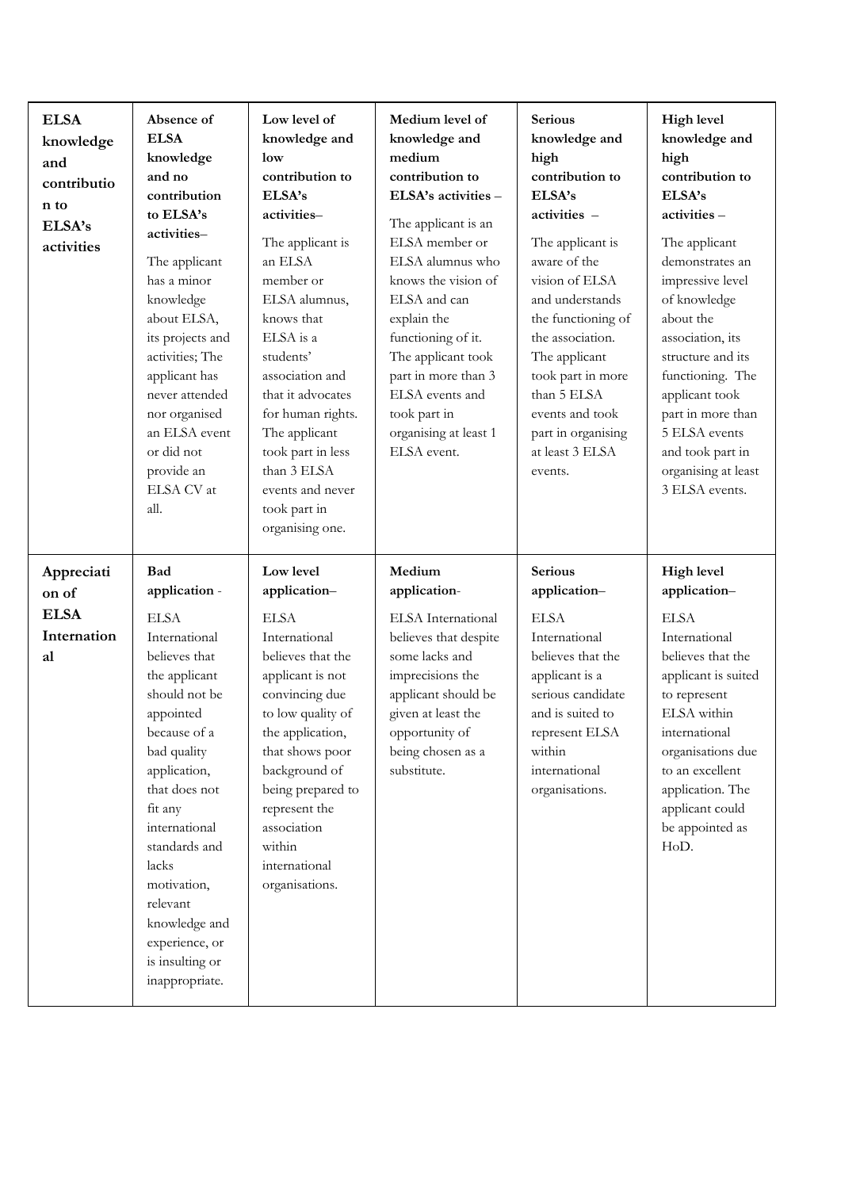| | | | | | |
|---|---|---|---|---|---|
| **ELSA knowledge and contribution to ELSA's activities** | **Absence of ELSA knowledge and no contribution to ELSA's activities**– The applicant has a minor knowledge about ELSA, its projects and activities; The applicant has never attended nor organised an ELSA event or did not provide an ELSA CV at all. | **Low level of knowledge and low contribution to ELSA's activities**– The applicant is an ELSA member or ELSA alumnus, knows that ELSA is a students' association and that it advocates for human rights. The applicant took part in less than 3 ELSA events and never took part in organising one. | **Medium level of knowledge and medium contribution to ELSA's activities** – The applicant is an ELSA member or ELSA alumnus who knows the vision of ELSA and can explain the functioning of it. The applicant took part in more than 3 ELSA events and took part in organising at least 1 ELSA event. | **Serious knowledge and high contribution to ELSA's activities** – The applicant is aware of the vision of ELSA and understands the functioning of the association. The applicant took part in more than 5 ELSA events and took part in organising at least 3 ELSA events. | **High level knowledge and high contribution to ELSA's activities** – The applicant demonstrates an impressive level of knowledge about the association, its structure and its functioning. The applicant took part in more than 5 ELSA events and took part in organising at least 3 ELSA events. |
| **Appreciation of ELSA International** | **Bad application** - ELSA International believes that the applicant should not be appointed because of a bad quality application, that does not fit any international standards and lacks motivation, relevant knowledge and experience, or is insulting or inappropriate. | **Low level application**– ELSA International believes that the applicant is not convincing due to low quality of the application, that shows poor background of being prepared to represent the association within international organisations. | **Medium application**- ELSA International believes that despite some lacks and imprecisions the applicant should be given at least the opportunity of being chosen as a substitute. | **Serious application**– ELSA International believes that the applicant is a serious candidate and is suited to represent ELSA within international organisations. | **High level application**– ELSA International believes that the applicant is suited to represent ELSA within international organisations due to an excellent application. The applicant could be appointed as HoD. |